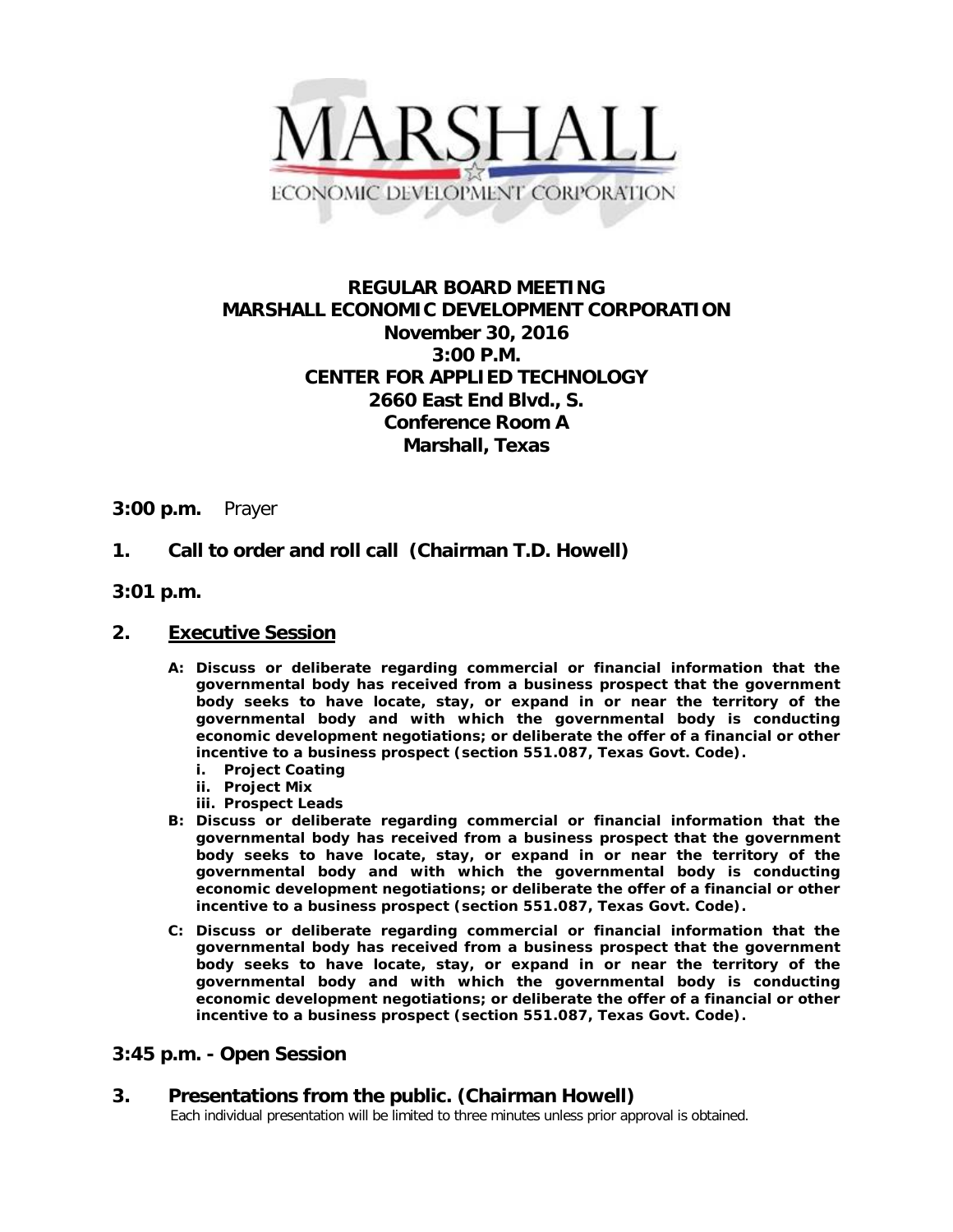MARSHALL
ECONOMIC DEVELOPMENT CORPORATION

**REGULAR BOARD MEETING**
**MARSHALL ECONOMIC DEVELOPMENT CORPORATION**
**November 30, 2016**
**3:00 P.M.**
**CENTER FOR APPLIED TECHNOLOGY**
**2660 East End Blvd., S.**
**Conference Room A**
**Marshall, Texas**

**3:00 p.m.** Prayer

**1. Call to order and roll call (Chairman T.D. Howell)**

**3:01 p.m.**

**2. <u>Executive Session</u>**

**A: Discuss or deliberate regarding commercial or financial information that the governmental body has received from a business prospect that the government body seeks to have locate, stay, or expand in or near the territory of the governmental body and with which the governmental body is conducting economic development negotiations; or deliberate the offer of a financial or other incentive to a business prospect (section 551.087, Texas Govt. Code).**

- **i. Project Coating**
- **ii. Project Mix**
- **iii. Prospect Leads**

**B: Discuss or deliberate regarding commercial or financial information that the governmental body has received from a business prospect that the government body seeks to have locate, stay, or expand in or near the territory of the governmental body and with which the governmental body is conducting economic development negotiations; or deliberate the offer of a financial or other incentive to a business prospect (section 551.087, Texas Govt. Code).**

**C: Discuss or deliberate regarding commercial or financial information that the governmental body has received from a business prospect that the government body seeks to have locate, stay, or expand in or near the territory of the governmental body and with which the governmental body is conducting economic development negotiations; or deliberate the offer of a financial or other incentive to a business prospect (section 551.087, Texas Govt. Code).**

**3:45 p.m. - Open Session**

**3. Presentations from the public. (Chairman Howell)**

Each individual presentation will be limited to three minutes unless prior approval is obtained.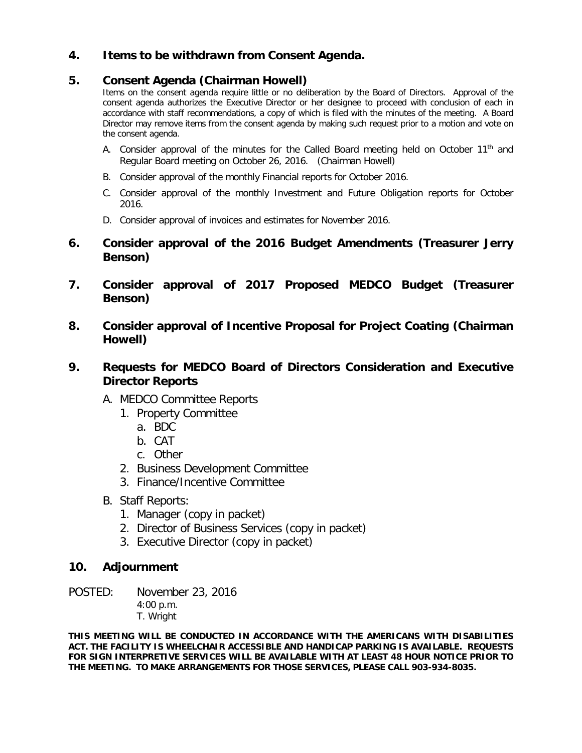## 4. Items to be withdrawn from Consent Agenda.

## 5. Consent Agenda (Chairman Howell)

Items on the consent agenda require little or no deliberation by the Board of Directors. Approval of the consent agenda authorizes the Executive Director or her designee to proceed with conclusion of each in accordance with staff recommendations, a copy of which is filed with the minutes of the meeting. A Board Director may remove items from the consent agenda by making such request prior to a motion and vote on the consent agenda.

A. Consider approval of the minutes for the Called Board meeting held on October 11th and Regular Board meeting on October 26, 2016. (Chairman Howell)

B. Consider approval of the monthly Financial reports for October 2016.

C. Consider approval of the monthly Investment and Future Obligation reports for October 2016.

D. Consider approval of invoices and estimates for November 2016.

## 6. Consider approval of the 2016 Budget Amendments (Treasurer Jerry Benson)

## 7. Consider approval of 2017 Proposed MEDCO Budget (Treasurer Benson)

## 8. Consider approval of Incentive Proposal for Project Coating (Chairman Howell)

## 9. Requests for MEDCO Board of Directors Consideration and Executive Director Reports

A. MEDCO Committee Reports
   1. Property Committee
      a. BDC
      b. CAT
      c. Other
   2. Business Development Committee
   3. Finance/Incentive Committee

B. Staff Reports:
   1. Manager (copy in packet)
   2. Director of Business Services (copy in packet)
   3. Executive Director (copy in packet)

## 10. Adjournment

POSTED: November 23, 2016
4:00 p.m.
T. Wright

**THIS MEETING WILL BE CONDUCTED IN ACCORDANCE WITH THE AMERICANS WITH DISABILITIES ACT. THE FACILITY IS WHEELCHAIR ACCESSIBLE AND HANDICAP PARKING IS AVAILABLE. REQUESTS FOR SIGN INTERPRETIVE SERVICES WILL BE AVAILABLE WITH AT LEAST 48 HOUR NOTICE PRIOR TO THE MEETING. TO MAKE ARRANGEMENTS FOR THOSE SERVICES, PLEASE CALL 903-934-8035.**